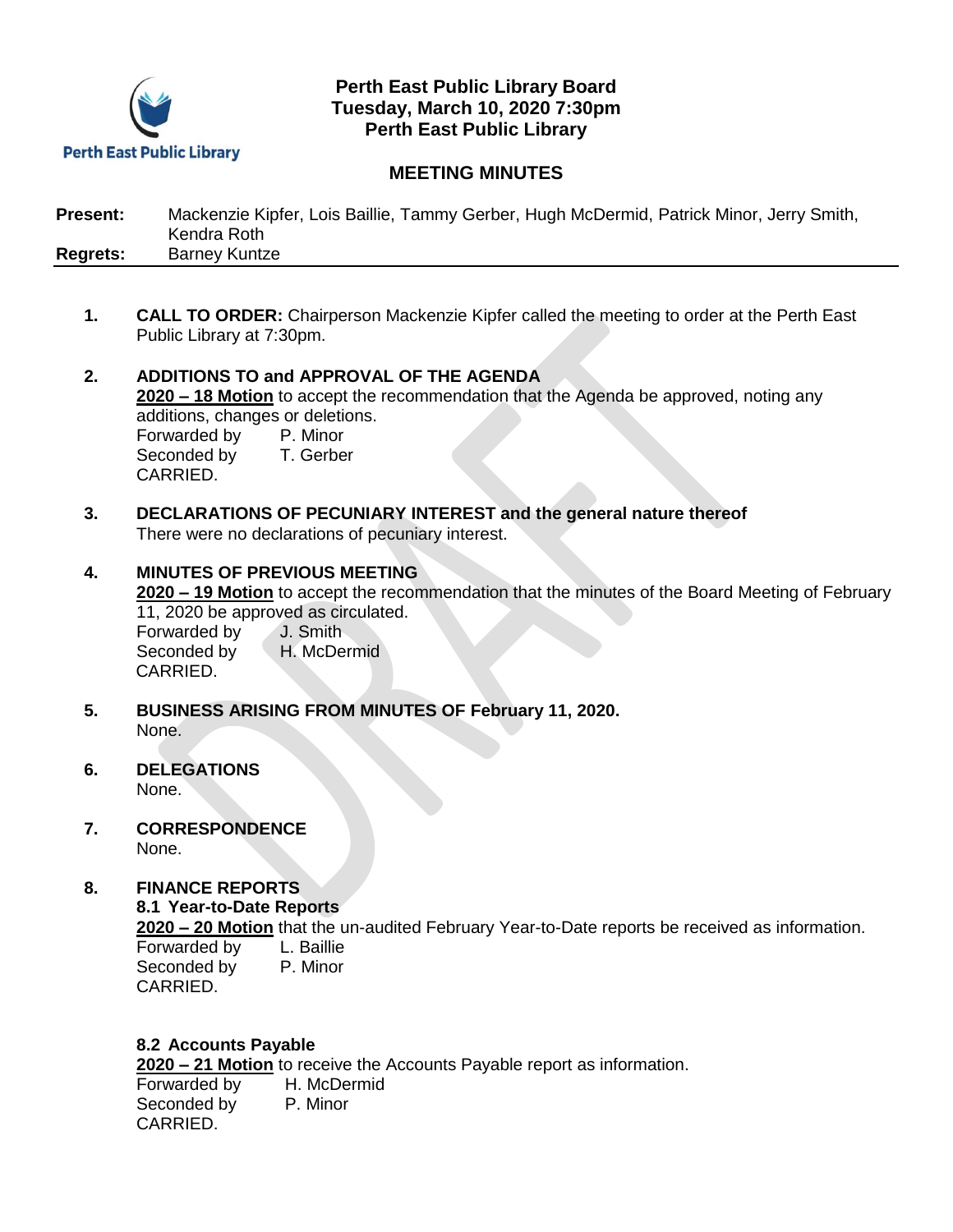Perth East Public Library

# Perth East Public Library Board
**Tuesday, March 10, 2020 7:30pm**
**Perth East Public Library**

## MEETING MINUTES

**Present:** Mackenzie Kipfer, Lois Baillie, Tammy Gerber, Hugh McDermid, Patrick Minor, Jerry Smith, Kendra Roth
**Regrets:** Barney Kuntze

1. **CALL TO ORDER:** Chairperson Mackenzie Kipfer called the meeting to order at the Perth East Public Library at 7:30pm.

2. **ADDITIONS TO and APPROVAL OF THE AGENDA**
   **2020 – 18 Motion** to accept the recommendation that the Agenda be approved, noting any additions, changes or deletions.
   Forwarded by P. Minor
   Seconded by T. Gerber
   CARRIED.

3. **DECLARATIONS OF PECUNIARY INTEREST and the general nature thereof**
   There were no declarations of pecuniary interest.

4. **MINUTES OF PREVIOUS MEETING**
   **2020 – 19 Motion** to accept the recommendation that the minutes of the Board Meeting of February 11, 2020 be approved as circulated.
   Forwarded by J. Smith
   Seconded by H. McDermid
   CARRIED.

5. **BUSINESS ARISING FROM MINUTES OF February 11, 2020.**
   None.

6. **DELEGATIONS**
   None.

7. **CORRESPONDENCE**
   None.

8. **FINANCE REPORTS**
   **8.1 Year-to-Date Reports**
   **2020 – 20 Motion** that the un-audited February Year-to-Date reports be received as information.
   Forwarded by L. Baillie
   Seconded by P. Minor
   CARRIED.

   **8.2 Accounts Payable**
   **2020 – 21 Motion** to receive the Accounts Payable report as information.
   Forwarded by H. McDermid
   Seconded by P. Minor
   CARRIED.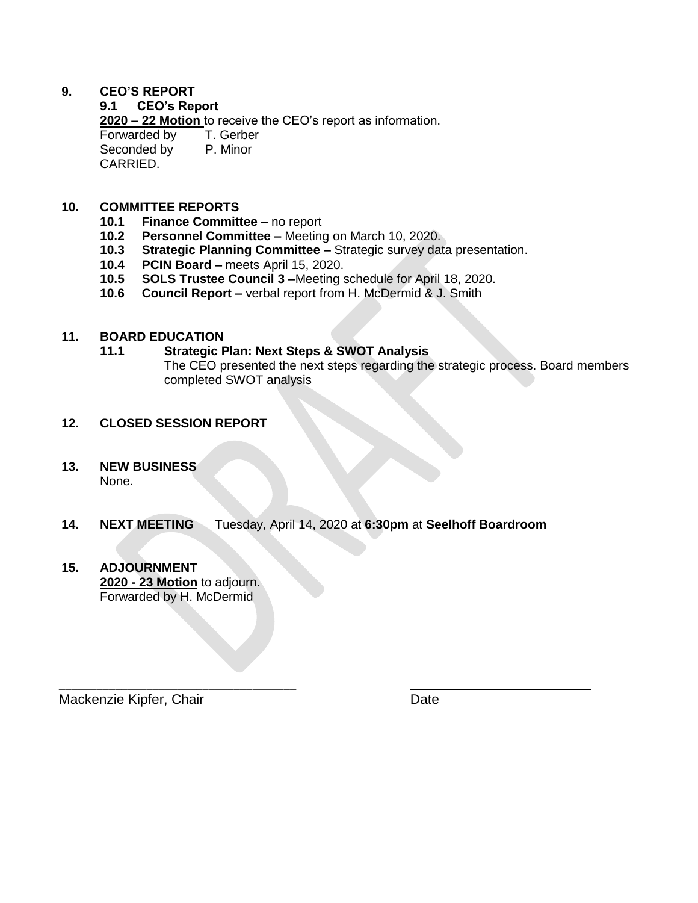**9. CEO'S REPORT**

**9.1 CEO's Report**

**2020 – 22 Motion** to receive the CEO's report as information.

Forwarded by T. Gerber
Seconded by P. Minor
CARRIED.

**10. COMMITTEE REPORTS**

- **10.1 Finance Committee** – no report
- **10.2 Personnel Committee –** Meeting on March 10, 2020.
- **10.3 Strategic Planning Committee –** Strategic survey data presentation.
- **10.4 PCIN Board –** meets April 15, 2020.
- **10.5 SOLS Trustee Council 3 –**Meeting schedule for April 18, 2020.
- **10.6 Council Report –** verbal report from H. McDermid & J. Smith

**11. BOARD EDUCATION**

**11.1 Strategic Plan: Next Steps & SWOT Analysis**

The CEO presented the next steps regarding the strategic process. Board members completed SWOT analysis

**12. CLOSED SESSION REPORT**

**13. NEW BUSINESS**

None.

**14. NEXT MEETING** Tuesday, April 14, 2020 at **6:30pm** at **Seelhoff Boardroom**

**15. ADJOURNMENT**

**2020 - 23 Motion** to adjourn.

Forwarded by H. McDermid

\_\_\_\_\_\_\_\_\_\_\_\_\_\_\_\_\_\_\_\_\_\_\_\_\_\_\_\_\_\_\_\_ \_\_\_\_\_\_\_\_\_\_\_\_\_\_\_\_\_\_\_\_\_\_\_\_

Mackenzie Kipfer, Chair Date

DRAFT